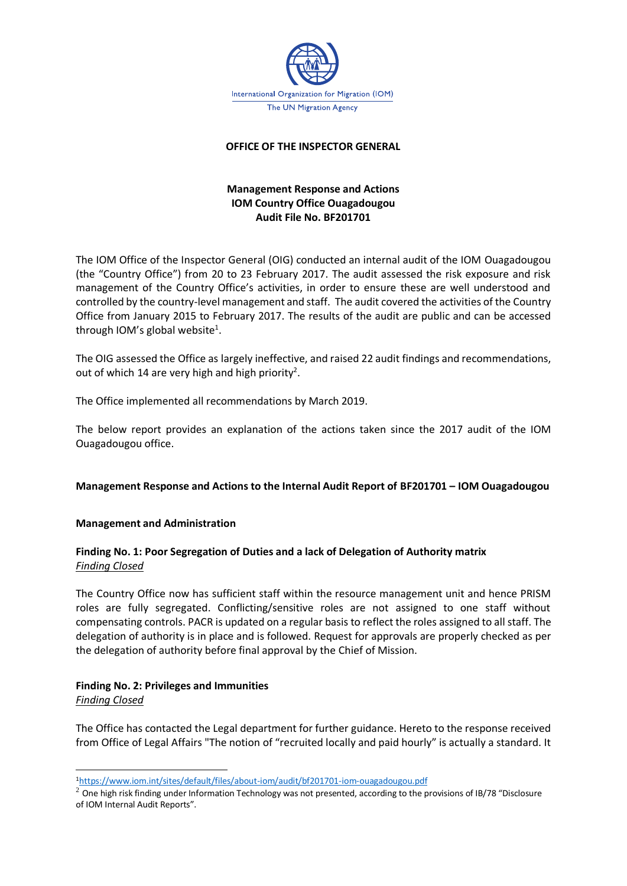International Organization for Migration (IOM)
The UN Migration Agency

**OFFICE OF THE INSPECTOR GENERAL**

**Management Response and Actions**
**IOM Country Office Ouagadougou**
**Audit File No. BF201701**

The IOM Office of the Inspector General (OIG) conducted an internal audit of the IOM Ouagadougou (the "Country Office") from 20 to 23 February 2017. The audit assessed the risk exposure and risk management of the Country Office's activities, in order to ensure these are well understood and controlled by the country-level management and staff. The audit covered the activities of the Country Office from January 2015 to February 2017. The results of the audit are public and can be accessed through IOM's global website[1].

The OIG assessed the Office as largely ineffective, and raised 22 audit findings and recommendations, out of which 14 are very high and high priority[2].

The Office implemented all recommendations by March 2019.

The below report provides an explanation of the actions taken since the 2017 audit of the IOM Ouagadougou office.

**Management Response and Actions to the Internal Audit Report of BF201701 – IOM Ouagadougou**

**Management and Administration**

**Finding No. 1: Poor Segregation of Duties and a lack of Delegation of Authority matrix**
*Finding Closed*

The Country Office now has sufficient staff within the resource management unit and hence PRISM roles are fully segregated. Conflicting/sensitive roles are not assigned to one staff without compensating controls. PACR is updated on a regular basis to reflect the roles assigned to all staff. The delegation of authority is in place and is followed. Request for approvals are properly checked as per the delegation of authority before final approval by the Chief of Mission.

**Finding No. 2: Privileges and Immunities**
*Finding Closed*

The Office has contacted the Legal department for further guidance. Hereto to the response received from Office of Legal Affairs "The notion of "recruited locally and paid hourly" is actually a standard. It

---

[1] https://www.iom.int/sites/default/files/about-iom/audit/bf201701-iom-ouagadougou.pdf

[2] One high risk finding under Information Technology was not presented, according to the provisions of IB/78 "Disclosure of IOM Internal Audit Reports".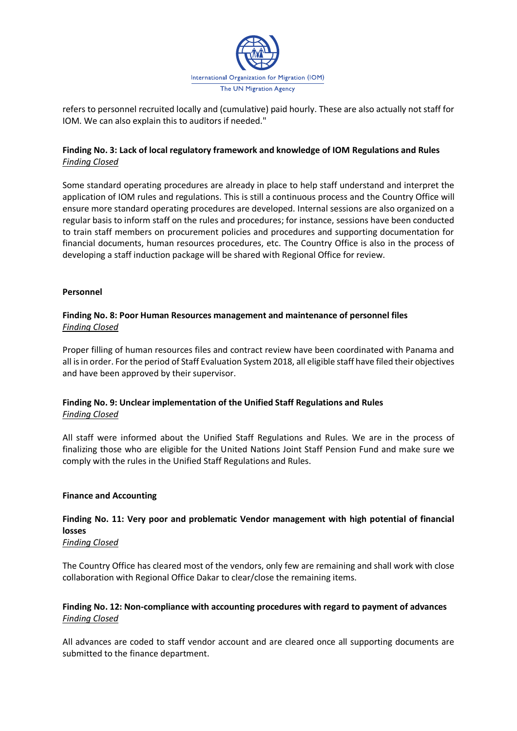refers to personnel recruited locally and (cumulative) paid hourly. These are also actually not staff for IOM. We can also explain this to auditors if needed."

**Finding No. 3: Lack of local regulatory framework and knowledge of IOM Regulations and Rules**
*Finding Closed*

Some standard operating procedures are already in place to help staff understand and interpret the application of IOM rules and regulations. This is still a continuous process and the Country Office will ensure more standard operating procedures are developed. Internal sessions are also organized on a regular basis to inform staff on the rules and procedures; for instance, sessions have been conducted to train staff members on procurement policies and procedures and supporting documentation for financial documents, human resources procedures, etc. The Country Office is also in the process of developing a staff induction package will be shared with Regional Office for review.

**Personnel**

**Finding No. 8: Poor Human Resources management and maintenance of personnel files**
*Finding Closed*

Proper filling of human resources files and contract review have been coordinated with Panama and all is in order. For the period of Staff Evaluation System 2018, all eligible staff have filed their objectives and have been approved by their supervisor.

**Finding No. 9: Unclear implementation of the Unified Staff Regulations and Rules**
*Finding Closed*

All staff were informed about the Unified Staff Regulations and Rules. We are in the process of finalizing those who are eligible for the United Nations Joint Staff Pension Fund and make sure we comply with the rules in the Unified Staff Regulations and Rules.

**Finance and Accounting**

**Finding No. 11: Very poor and problematic Vendor management with high potential of financial losses**
*Finding Closed*

The Country Office has cleared most of the vendors, only few are remaining and shall work with close collaboration with Regional Office Dakar to clear/close the remaining items.

**Finding No. 12: Non-compliance with accounting procedures with regard to payment of advances**
*Finding Closed*

All advances are coded to staff vendor account and are cleared once all supporting documents are submitted to the finance department.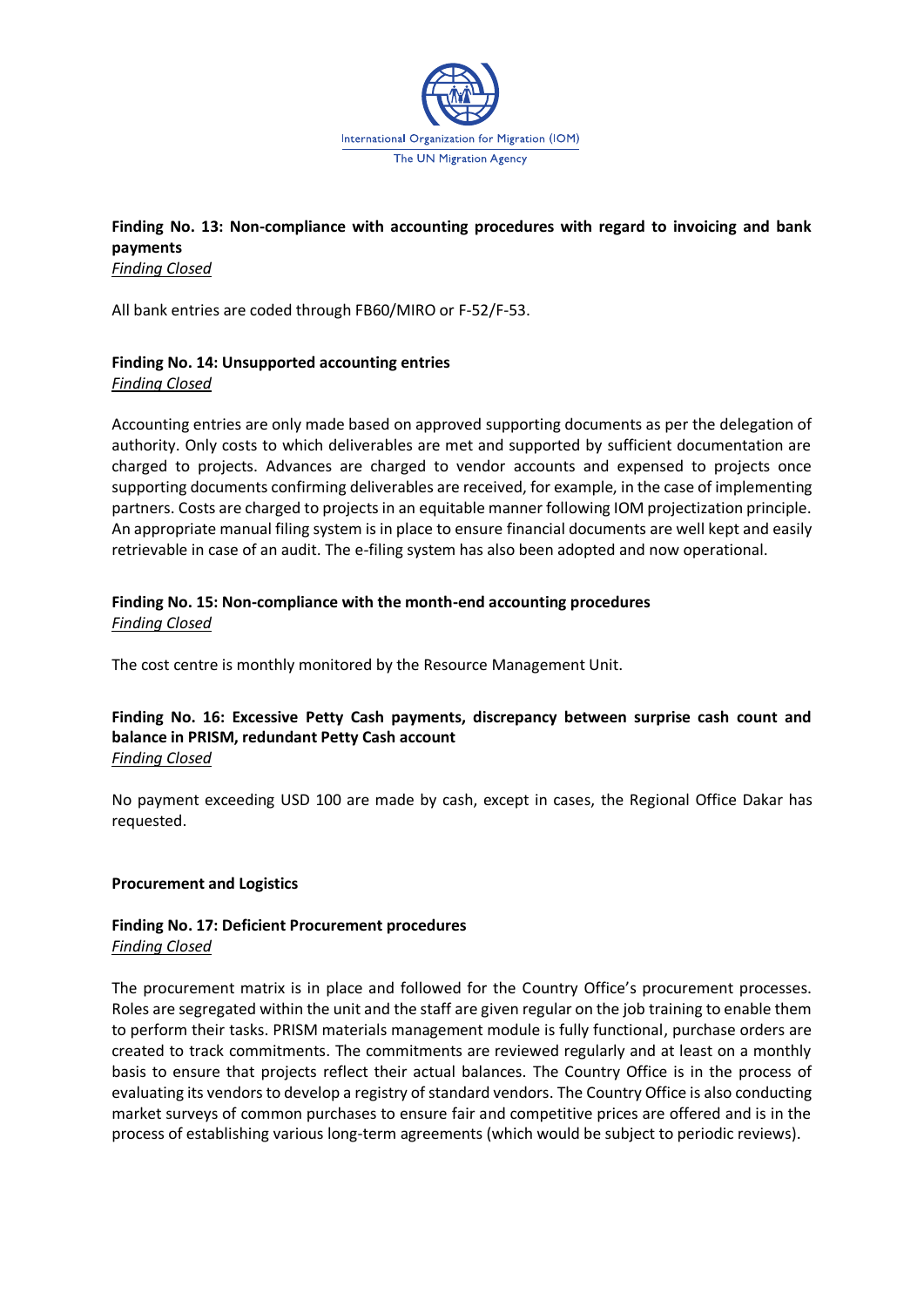### Finding No. 13: Non-compliance with accounting procedures with regard to invoicing and bank payments

*Finding Closed*

All bank entries are coded through FB60/MIRO or F-52/F-53.

### Finding No. 14: Unsupported accounting entries

*Finding Closed*

Accounting entries are only made based on approved supporting documents as per the delegation of authority. Only costs to which deliverables are met and supported by sufficient documentation are charged to projects. Advances are charged to vendor accounts and expensed to projects once supporting documents confirming deliverables are received, for example, in the case of implementing partners. Costs are charged to projects in an equitable manner following IOM projectization principle. An appropriate manual filing system is in place to ensure financial documents are well kept and easily retrievable in case of an audit. The e-filing system has also been adopted and now operational.

### Finding No. 15: Non-compliance with the month-end accounting procedures

*Finding Closed*

The cost centre is monthly monitored by the Resource Management Unit.

### Finding No. 16: Excessive Petty Cash payments, discrepancy between surprise cash count and balance in PRISM, redundant Petty Cash account

*Finding Closed*

No payment exceeding USD 100 are made by cash, except in cases, the Regional Office Dakar has requested.

## Procurement and Logistics

### Finding No. 17: Deficient Procurement procedures

*Finding Closed*

The procurement matrix is in place and followed for the Country Office's procurement processes. Roles are segregated within the unit and the staff are given regular on the job training to enable them to perform their tasks. PRISM materials management module is fully functional, purchase orders are created to track commitments. The commitments are reviewed regularly and at least on a monthly basis to ensure that projects reflect their actual balances. The Country Office is in the process of evaluating its vendors to develop a registry of standard vendors. The Country Office is also conducting market surveys of common purchases to ensure fair and competitive prices are offered and is in the process of establishing various long-term agreements (which would be subject to periodic reviews).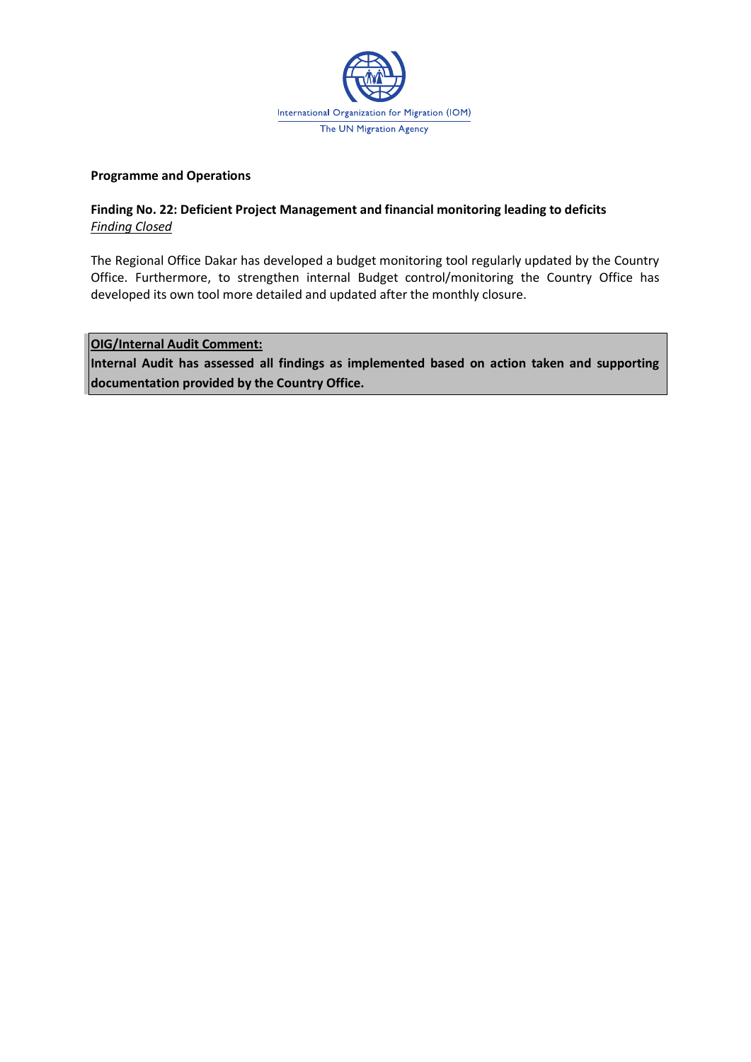**Programme and Operations**

**Finding No. 22: Deficient Project Management and financial monitoring leading to deficits**
*Finding Closed*

The Regional Office Dakar has developed a budget monitoring tool regularly updated by the Country Office. Furthermore, to strengthen internal Budget control/monitoring the Country Office has developed its own tool more detailed and updated after the monthly closure.

**OIG/Internal Audit Comment:**
**Internal Audit has assessed all findings as implemented based on action taken and supporting documentation provided by the Country Office.**